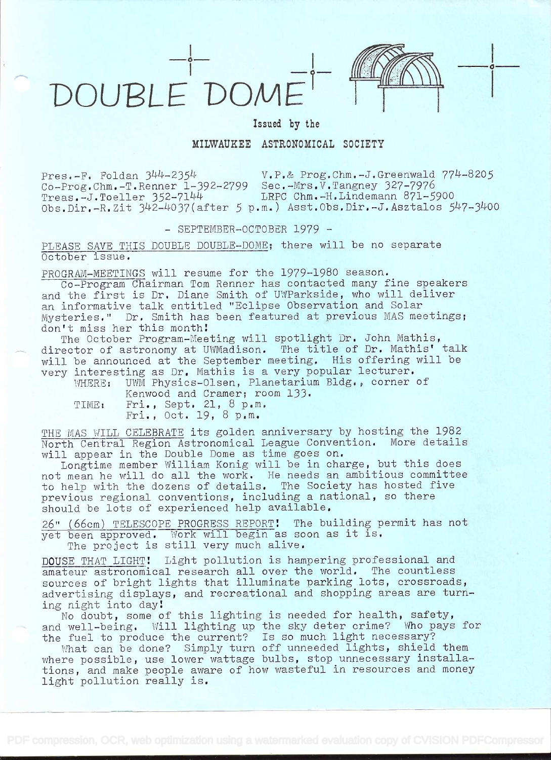# DOUBLE DOME

Issued by the

MILWAUKEE ASTRONOMICAL SOCIETY

Pres.-F. Foldan 344-2354 V.P.& Prog.Chm.-J.Greenwald 774-8205
Co-Prog.Chm.-T.Renner 1-392-2799 Sec.-Mrs.V.Tangney 327-7976
Treas.-J.Toeller 352-7144 LRPC Chm.-H.Lindemann 871-5900
Obs.Dir.-R.Zit 342-4037(after 5 p.m.) Asst.Obs.Dir.-J.Asztalos 547-3400

- SEPTEMBER-OCTOBER 1979 -

PLEASE SAVE THIS DOUBLE DOUBLE-DOME; there will be no separate October issue.

PROGRAM-MEETINGS will resume for the 1979-1980 season.

Co-Program Chairman Tom Renner has contacted many fine speakers and the first is Dr. Diane Smith of UWParkside, who will deliver an informative talk entitled "Eclipse Observation and Solar Mysteries." Dr. Smith has been featured at previous MAS meetings; don't miss her this month!

The October Program-Meeting will spotlight Dr. John Mathis, director of astronomy at UWMadison. The title of Dr. Mathis' talk will be announced at the September meeting. His offering will be very interesting as Dr. Mathis is a very popular lecturer.

WHERE: UWM Physics-Olsen, Planetarium Bldg., corner of Kenwood and Cramer; room 133.

TIME: Fri., Sept. 21, 8 p.m.
Fri., Oct. 19, 8 p.m.

THE MAS WILL CELEBRATE its golden anniversary by hosting the 1982 North Central Region Astronomical League Convention. More details will appear in the Double Dome as time goes on.

Longtime member William Konig will be in charge, but this does not mean he will do all the work. He needs an ambitious committee to help with the dozens of details. The Society has hosted five previous regional conventions, including a national, so there should be lots of experienced help available.

26" (66cm) TELESCOPE PROGRESS REPORT! The building permit has not yet been approved. Work will begin as soon as it is.
The project is still very much alive.

DOUSE THAT LIGHT! Light pollution is hampering professional and amateur astronomical research all over the world. The countless sources of bright lights that illuminate parking lots, crossroads, advertising displays, and recreational and shopping areas are turning night into day!

No doubt, some of this lighting is needed for health, safety, and well-being. Will lighting up the sky deter crime? Who pays for the fuel to produce the current? Is so much light necessary?

What can be done? Simply turn off unneeded lights, shield them where possible, use lower wattage bulbs, stop unnecessary installations, and make people aware of how wasteful in resources and money light pollution really is.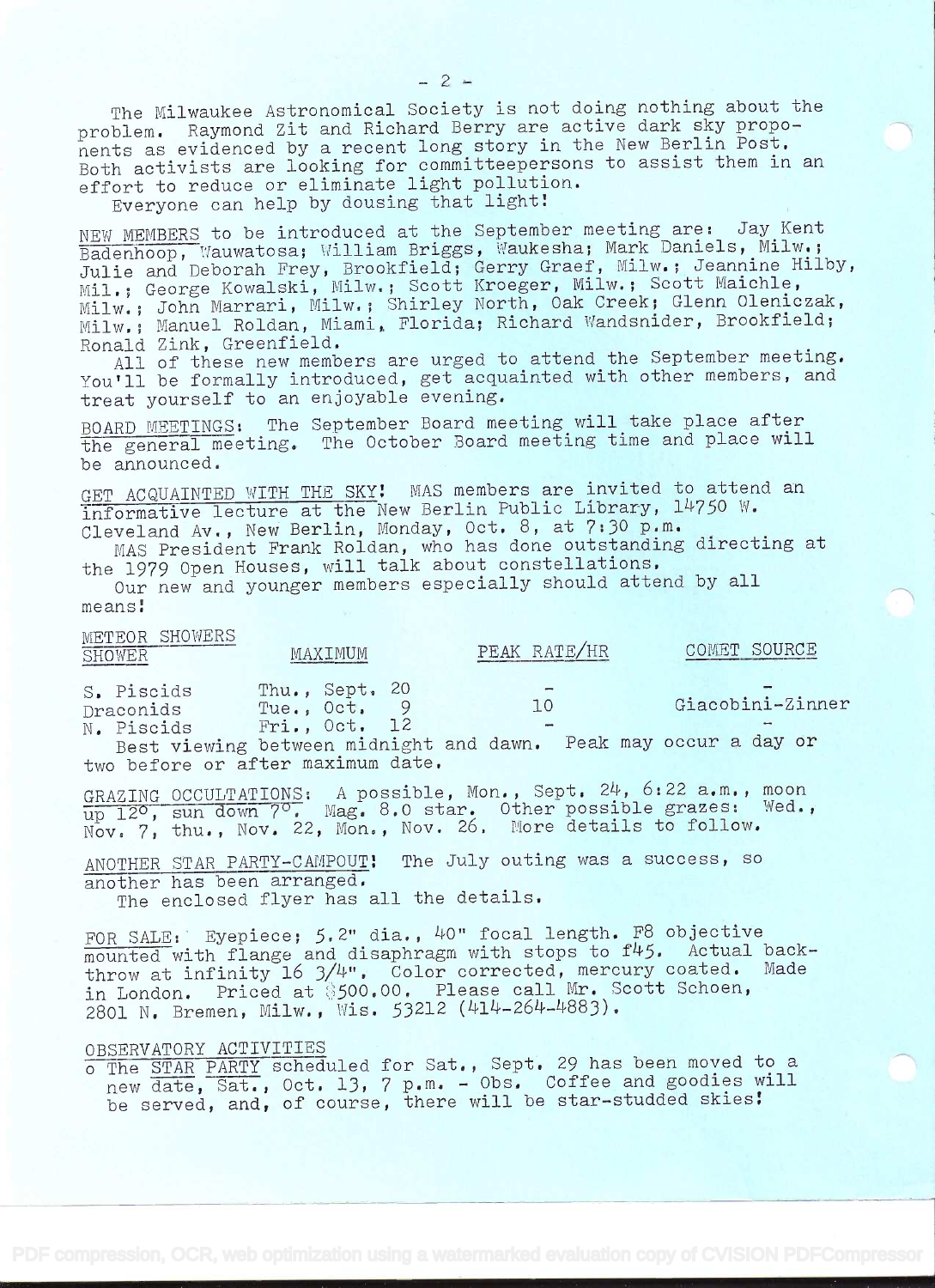The Milwaukee Astronomical Society is not doing nothing about the problem. Raymond Zit and Richard Berry are active dark sky proponents as evidenced by a recent long story in the New Berlin Post. Both activists are looking for committeepersons to assist them in an effort to reduce or eliminate light pollution.

Everyone can help by dousing that light!

NEW MEMBERS to be introduced at the September meeting are: Jay Kent Badenhoop, Wauwatosa; William Briggs, Waukesha; Mark Daniels, Milw.; Julie and Deborah Frey, Brookfield; Gerry Graef, Milw.; Jeannine Hilby, Mil.; George Kowalski, Milw.; Scott Kroeger, Milw.; Scott Maichle, Milw.; John Marrari, Milw.; Shirley North, Oak Creek; Glenn Oleniczak, Milw.; Manuel Roldan, Miami, Florida; Richard Wandsnider, Brookfield; Ronald Zink, Greenfield.

All of these new members are urged to attend the September meeting. You'll be formally introduced, get acquainted with other members, and treat yourself to an enjoyable evening.

BOARD MEETINGS: The September Board meeting will take place after the general meeting. The October Board meeting time and place will be announced.

GET ACQUAINTED WITH THE SKY! MAS members are invited to attend an informative lecture at the New Berlin Public Library, 14750 W. Cleveland Av., New Berlin, Monday, Oct. 8, at 7:30 p.m.

MAS President Frank Roldan, who has done outstanding directing at the 1979 Open Houses, will talk about constellations.

Our new and younger members especially should attend by all means!

METEOR SHOWERS

| SHOWER | MAXIMUM | PEAK RATE/HR | COMET SOURCE |
|---|---|---|---|
| S. Piscids | Thu., Sept. 20 | - | - |
| Draconids | Tue., Oct. 9 | 10 | Giacobini-Zinner |
| N. Piscids | Fri., Oct. 12 | - | - |

Best viewing between midnight and dawn. Peak may occur a day or two before or after maximum date.

GRAZING OCCULTATIONS: A possible, Mon., Sept. 24, 6:22 a.m., moon up 12°, sun down 7°. Mag. 8.0 star. Other possible grazes: Wed., Nov. 7, thu., Nov. 22, Mon., Nov. 26. More details to follow.

ANOTHER STAR PARTY-CAMPOUT! The July outing was a success, so another has been arranged.

The enclosed flyer has all the details.

FOR SALE: Eyepiece; 5.2" dia., 40" focal length. F8 objective mounted with flange and disaphragm with stops to f45. Actual backthrow at infinity 16 3/4". Color corrected, mercury coated. Made in London. Priced at $500.00. Please call Mr. Scott Schoen, 2801 N. Bremen, Milw., Wis. 53212 (414-264-4883).

OBSERVATORY ACTIVITIES

- The STAR PARTY scheduled for Sat., Sept. 29 has been moved to a new date, Sat., Oct. 13, 7 p.m. - Obs. Coffee and goodies will be served, and, of course, there will be star-studded skies!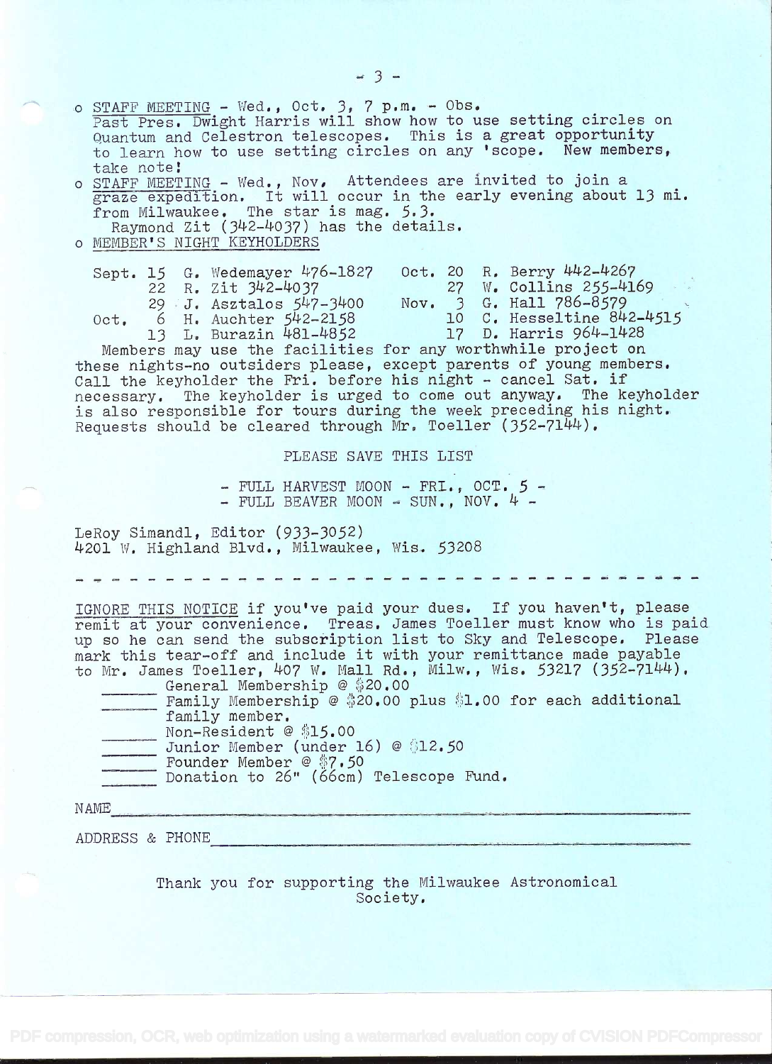- <u>STAFF MEETING</u> - Wed., Oct. 3, 7 p.m. - Obs.
  Past Pres. Dwight Harris will show how to use setting circles on Quantum and Celestron telescopes. This is a great opportunity to learn how to use setting circles on any 'scope. New members, take note!
- <u>STAFF MEETING</u> - Wed., Nov. Attendees are invited to join a graze expedition. It will occur in the early evening about 13 mi. from Milwaukee. The star is mag. 5.3.
  Raymond Zit (342-4037) has the details.
- <u>MEMBER'S NIGHT KEYHOLDERS</u>

| | | | | | |
|---|---|---|---|---|---|
| Sept. | 15 | G. Wedemayer 476-1827 | Oct. | 20 | R. Berry 442-4267 |
| | 22 | R. Zit 342-4037 | | 27 | W. Collins 255-4169 |
| | 29 | J. Asztalos 547-3400 | Nov. | 3 | G. Hall 786-8579 |
| Oct. | 6 | H. Auchter 542-2158 | | 10 | C. Hesseltine 842-4515 |
| | 13 | L. Burazin 481-4852 | | 17 | D. Harris 964-1428 |

Members may use the facilities for any worthwhile project on these nights-no outsiders please, except parents of young members. Call the keyholder the Fri. before his night - cancel Sat. if necessary. The keyholder is urged to come out anyway. The keyholder is also responsible for tours during the week preceding his night. Requests should be cleared through Mr. Toeller (352-7144).

PLEASE SAVE THIS LIST

- FULL HARVEST MOON - FRI., OCT. 5 -
- FULL BEAVER MOON - SUN., NOV. 4 -

LeRoy Simandl, Editor (933-3052)
4201 W. Highland Blvd., Milwaukee, Wis. 53208

- - - - - - - - - - - - - - - - - - - - - - - - - - - - - - - - - -

<u>IGNORE THIS NOTICE</u> if you've paid your dues. If you haven't, please remit at your convenience. Treas. James Toeller must know who is paid up so he can send the subscription list to Sky and Telescope. Please mark this tear-off and include it with your remittance made payable to Mr. James Toeller, 407 W. Mall Rd., Milw., Wis. 53217 (352-7144).

_______ General Membership @ $20.00
_______ Family Membership @ $20.00 plus $1.00 for each additional family member.
_______ Non-Resident @ $15.00
_______ Junior Member (under 16) @ $12.50
_______ Founder Member @ $7.50
_______ Donation to 26" (66cm) Telescope Fund.

NAME_______________________________________________

ADDRESS & PHONE____________________________________

Thank you for supporting the Milwaukee Astronomical Society.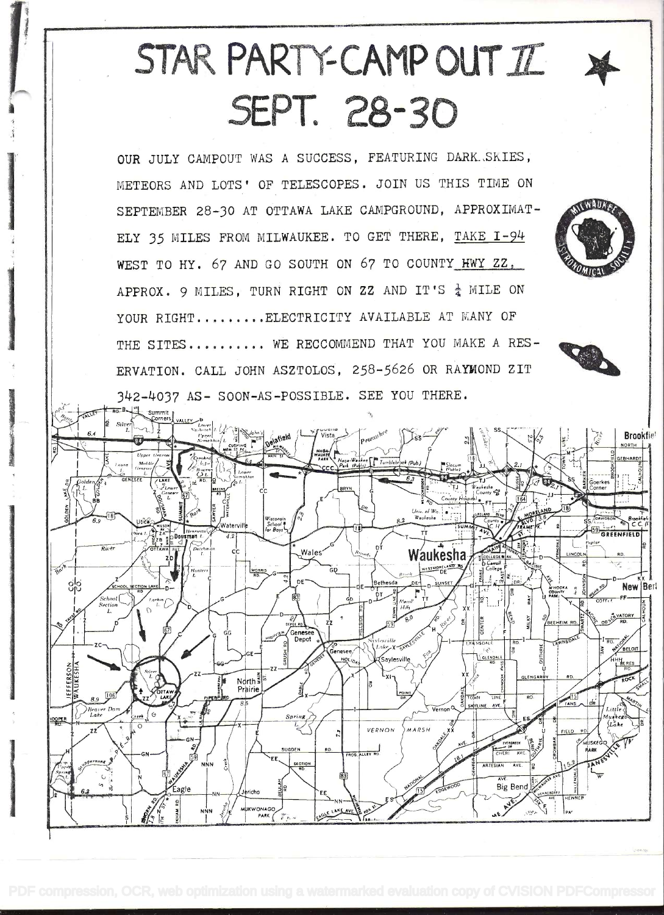# STAR PARTY-CAMP OUT II

## SEPT. 28-30

OUR JULY CAMPOUT WAS A SUCCESS, FEATURING DARK SKIES, METEORS AND LOTS' OF TELESCOPES. JOIN US THIS TIME ON SEPTEMBER 28-30 AT OTTAWA LAKE CAMPGROUND, APPROXIMATELY 35 MILES FROM MILWAUKEE. TO GET THERE, TAKE I-94 WEST TO HY. 67 AND GO SOUTH ON 67 TO COUNTY HWY ZZ, APPROX. 9 MILES, TURN RIGHT ON ZZ AND IT'S ¼ MILE ON YOUR RIGHT.........ELECTRICITY AVAILABLE AT MANY OF THE SITES.......... WE RECCOMMEND THAT YOU MAKE A RESERVATION. CALL JOHN ASZTOLOS, 258-5626 OR RAYMOND ZIT 342-4037 AS- SOON-AS-POSSIBLE. SEE YOU THERE.

MILWAUKEE ASTRONOMICAL SOCIETY